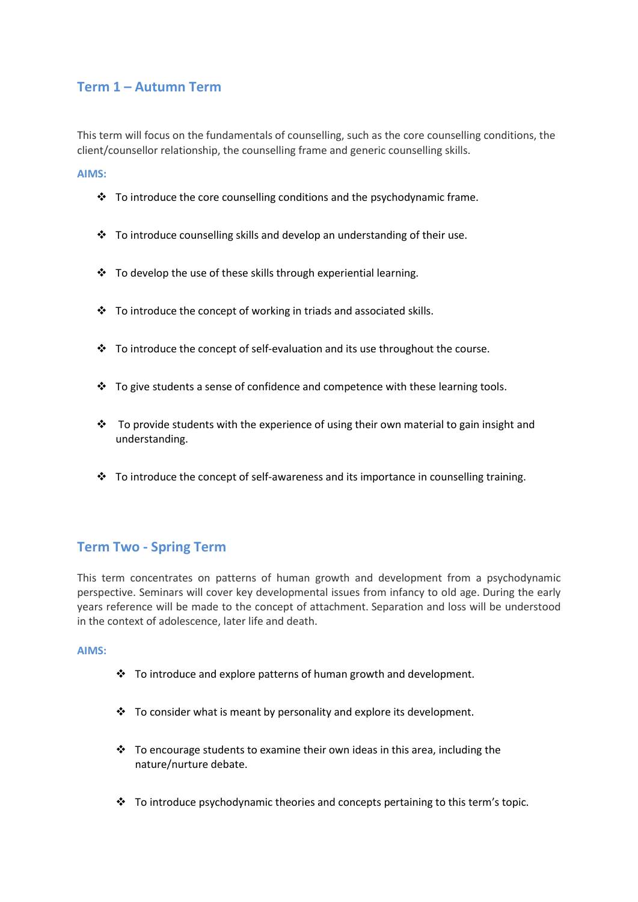## Term 1 – Autumn Term

This term will focus on the fundamentals of counselling, such as the core counselling conditions, the client/counsellor relationship, the counselling frame and generic counselling skills.

**AIMS:**

- To introduce the core counselling conditions and the psychodynamic frame.
- To introduce counselling skills and develop an understanding of their use.
- To develop the use of these skills through experiential learning.
- To introduce the concept of working in triads and associated skills.
- To introduce the concept of self-evaluation and its use throughout the course.
- To give students a sense of confidence and competence with these learning tools.
- To provide students with the experience of using their own material to gain insight and understanding.
- To introduce the concept of self-awareness and its importance in counselling training.

## Term Two - Spring Term

This term concentrates on patterns of human growth and development from a psychodynamic perspective. Seminars will cover key developmental issues from infancy to old age. During the early years reference will be made to the concept of attachment. Separation and loss will be understood in the context of adolescence, later life and death.

**AIMS:**

- To introduce and explore patterns of human growth and development.
- To consider what is meant by personality and explore its development.
- To encourage students to examine their own ideas in this area, including the nature/nurture debate.
- To introduce psychodynamic theories and concepts pertaining to this term's topic.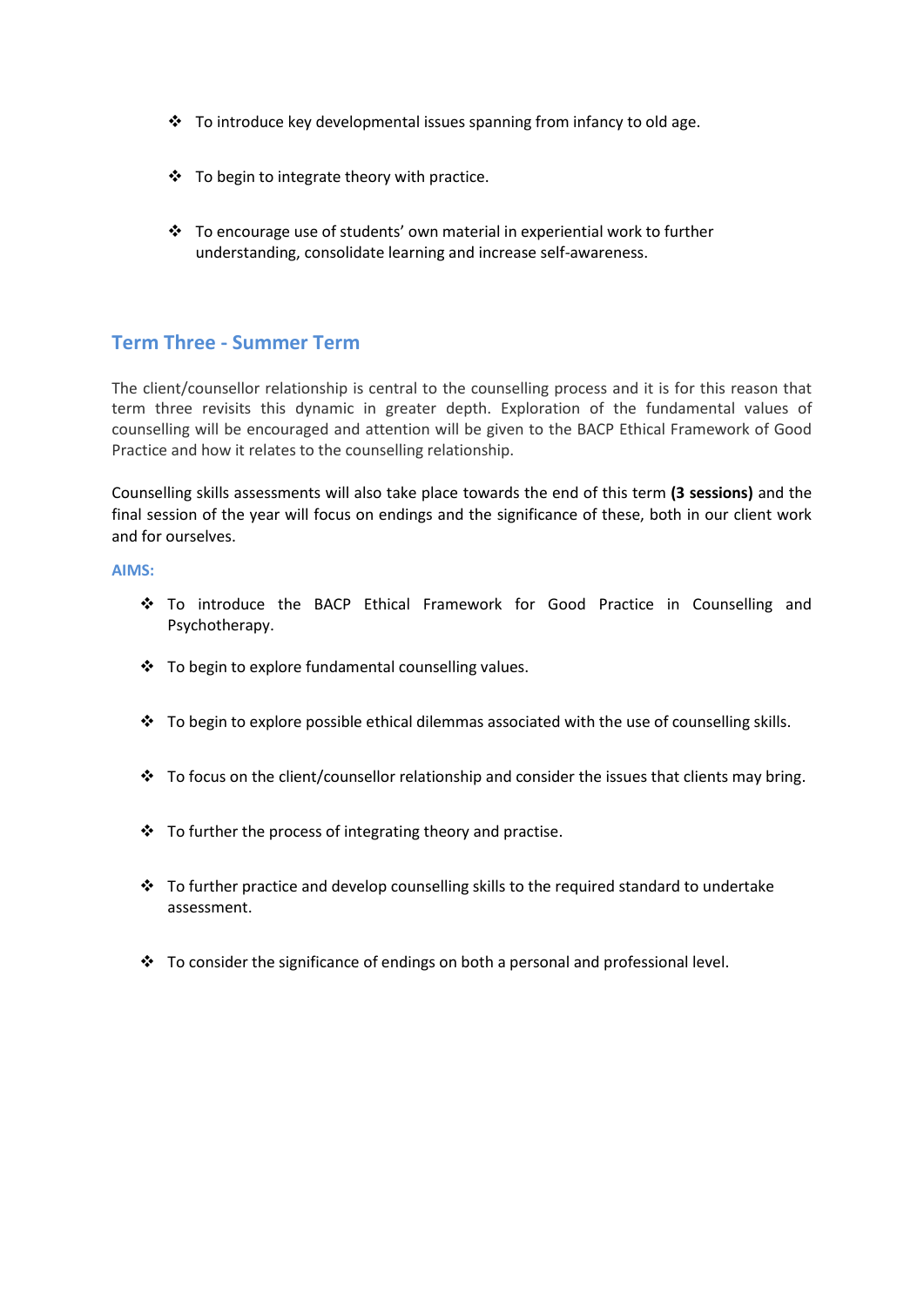- To introduce key developmental issues spanning from infancy to old age.
- To begin to integrate theory with practice.
- To encourage use of students' own material in experiential work to further understanding, consolidate learning and increase self-awareness.

## Term Three - Summer Term

The client/counsellor relationship is central to the counselling process and it is for this reason that term three revisits this dynamic in greater depth. Exploration of the fundamental values of counselling will be encouraged and attention will be given to the BACP Ethical Framework of Good Practice and how it relates to the counselling relationship.

Counselling skills assessments will also take place towards the end of this term **(3 sessions)** and the final session of the year will focus on endings and the significance of these, both in our client work and for ourselves.

**AIMS:**

- To introduce the BACP Ethical Framework for Good Practice in Counselling and Psychotherapy.
- To begin to explore fundamental counselling values.
- To begin to explore possible ethical dilemmas associated with the use of counselling skills.
- To focus on the client/counsellor relationship and consider the issues that clients may bring.
- To further the process of integrating theory and practise.
- To further practice and develop counselling skills to the required standard to undertake assessment.
- To consider the significance of endings on both a personal and professional level.